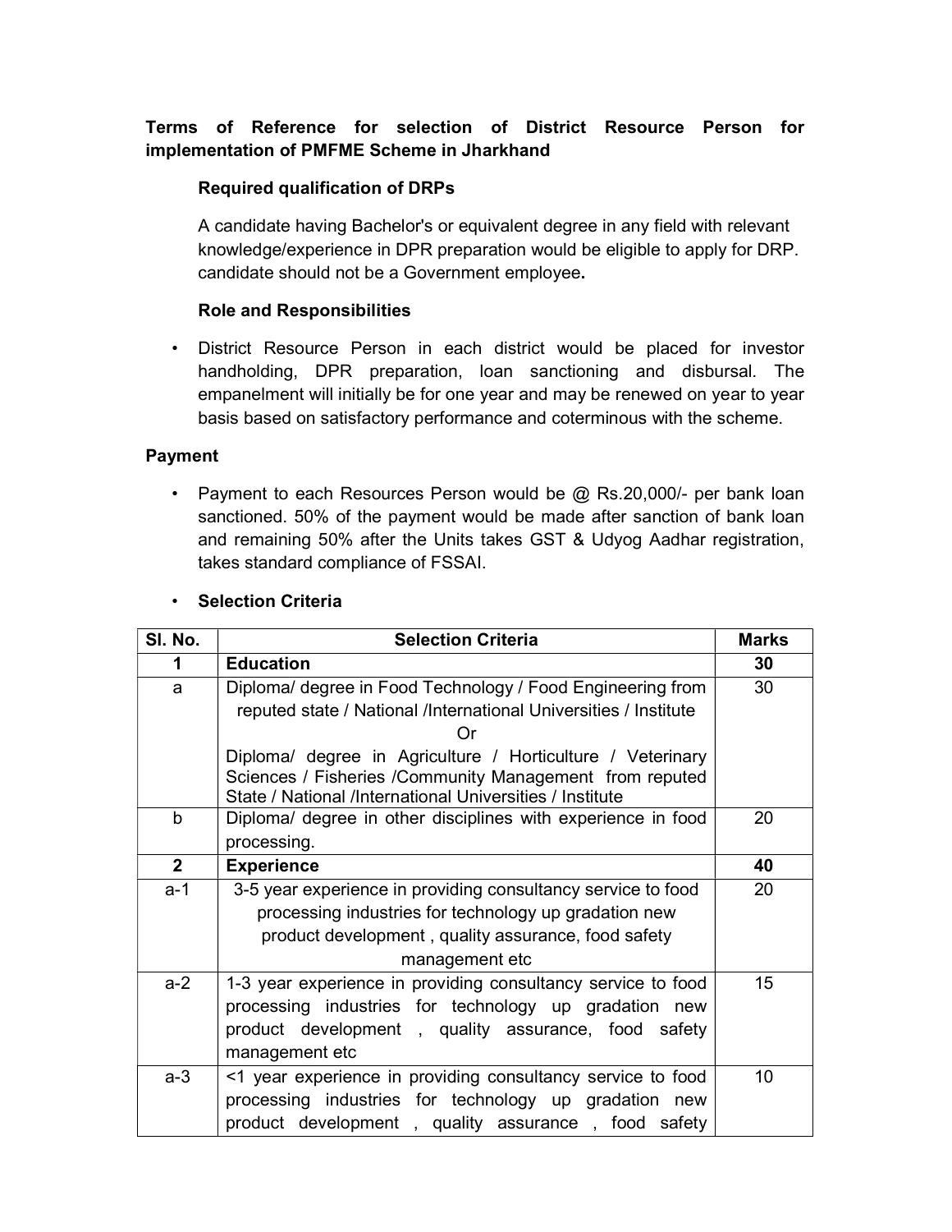**Terms of Reference for selection of District Resource Person for implementation of PMFME Scheme in Jharkhand**

**Required qualification of DRPs**

A candidate having Bachelor's or equivalent degree in any field with relevant knowledge/experience in DPR preparation would be eligible to apply for DRP. candidate should not be a Government employee**.**

**Role and Responsibilities**

- District Resource Person in each district would be placed for investor handholding, DPR preparation, loan sanctioning and disbursal. The empanelment will initially be for one year and may be renewed on year to year basis based on satisfactory performance and coterminous with the scheme.

**Payment**

- Payment to each Resources Person would be @ Rs.20,000/- per bank loan sanctioned. 50% of the payment would be made after sanction of bank loan and remaining 50% after the Units takes GST & Udyog Aadhar registration, takes standard compliance of FSSAI.

- **Selection Criteria**

| Sl. No. | Selection Criteria | Marks |
|---|---|---|
| **1** | **Education** | **30** |
| a | Diploma/ degree in Food Technology / Food Engineering from reputed state / National /International Universities / Institute<br>Or<br>Diploma/ degree in Agriculture / Horticulture / Veterinary Sciences / Fisheries /Community Management from reputed State / National /International Universities / Institute | 30 |
| b | Diploma/ degree in other disciplines with experience in food processing. | 20 |
| **2** | **Experience** | **40** |
| a-1 | 3-5 year experience in providing consultancy service to food processing industries for technology up gradation new product development , quality assurance, food safety management etc | 20 |
| a-2 | 1-3 year experience in providing consultancy service to food processing industries for technology up gradation new product development , quality assurance, food safety management etc | 15 |
| a-3 | <1 year experience in providing consultancy service to food processing industries for technology up gradation new product development , quality assurance , food safety | 10 |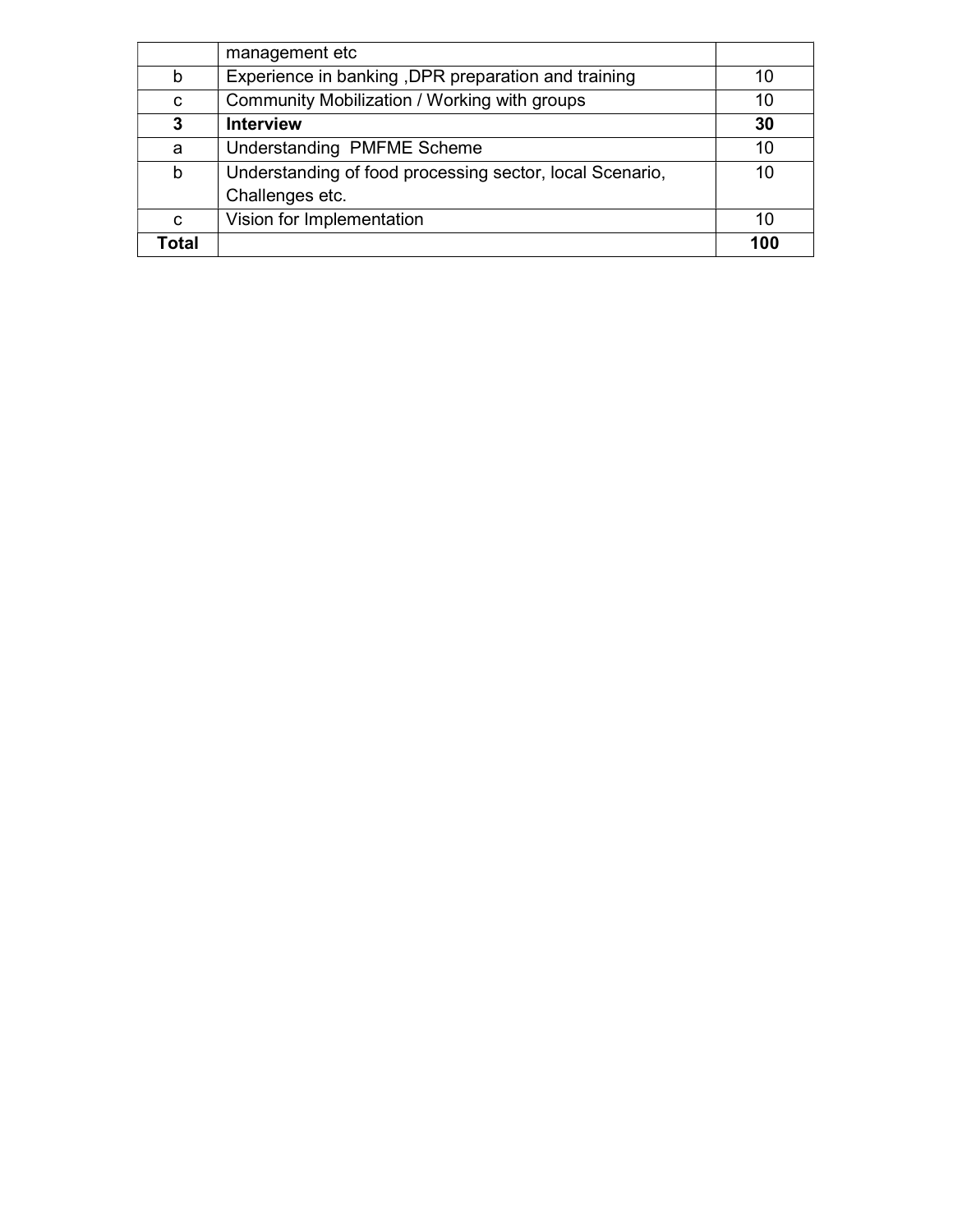| | | |
|---|---|---|
| | management etc | |
| b | Experience in banking ,DPR preparation and training | 10 |
| c | Community Mobilization / Working with groups | 10 |
| **3** | **Interview** | **30** |
| a | Understanding PMFME Scheme | 10 |
| b | Understanding of food processing sector, local Scenario, Challenges etc. | 10 |
| c | Vision for Implementation | 10 |
| **Total** | | **100** |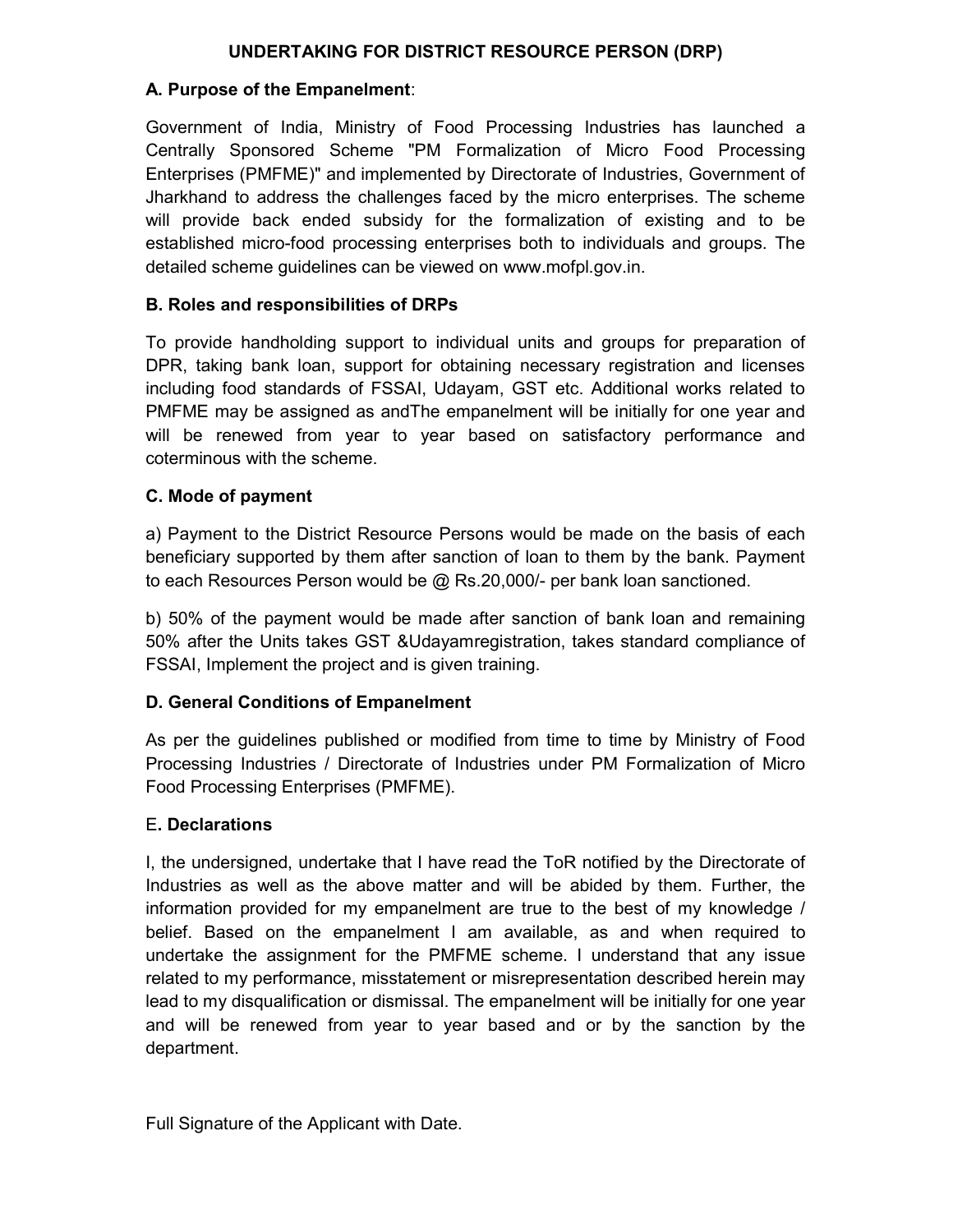# UNDERTAKING FOR DISTRICT RESOURCE PERSON (DRP)

## A. Purpose of the Empanelment:

Government of India, Ministry of Food Processing Industries has launched a Centrally Sponsored Scheme "PM Formalization of Micro Food Processing Enterprises (PMFME)" and implemented by Directorate of Industries, Government of Jharkhand to address the challenges faced by the micro enterprises. The scheme will provide back ended subsidy for the formalization of existing and to be established micro-food processing enterprises both to individuals and groups. The detailed scheme guidelines can be viewed on www.mofpl.gov.in.

## B. Roles and responsibilities of DRPs

To provide handholding support to individual units and groups for preparation of DPR, taking bank loan, support for obtaining necessary registration and licenses including food standards of FSSAI, Udayam, GST etc. Additional works related to PMFME may be assigned as andThe empanelment will be initially for one year and will be renewed from year to year based on satisfactory performance and coterminous with the scheme.

## C. Mode of payment

a) Payment to the District Resource Persons would be made on the basis of each beneficiary supported by them after sanction of loan to them by the bank. Payment to each Resources Person would be @ Rs.20,000/- per bank loan sanctioned.

b) 50% of the payment would be made after sanction of bank loan and remaining 50% after the Units takes GST &Udayamregistration, takes standard compliance of FSSAI, Implement the project and is given training.

## D. General Conditions of Empanelment

As per the guidelines published or modified from time to time by Ministry of Food Processing Industries / Directorate of Industries under PM Formalization of Micro Food Processing Enterprises (PMFME).

## E. Declarations

I, the undersigned, undertake that I have read the ToR notified by the Directorate of Industries as well as the above matter and will be abided by them. Further, the information provided for my empanelment are true to the best of my knowledge / belief. Based on the empanelment I am available, as and when required to undertake the assignment for the PMFME scheme. I understand that any issue related to my performance, misstatement or misrepresentation described herein may lead to my disqualification or dismissal. The empanelment will be initially for one year and will be renewed from year to year based and or by the sanction by the department.

Full Signature of the Applicant with Date.